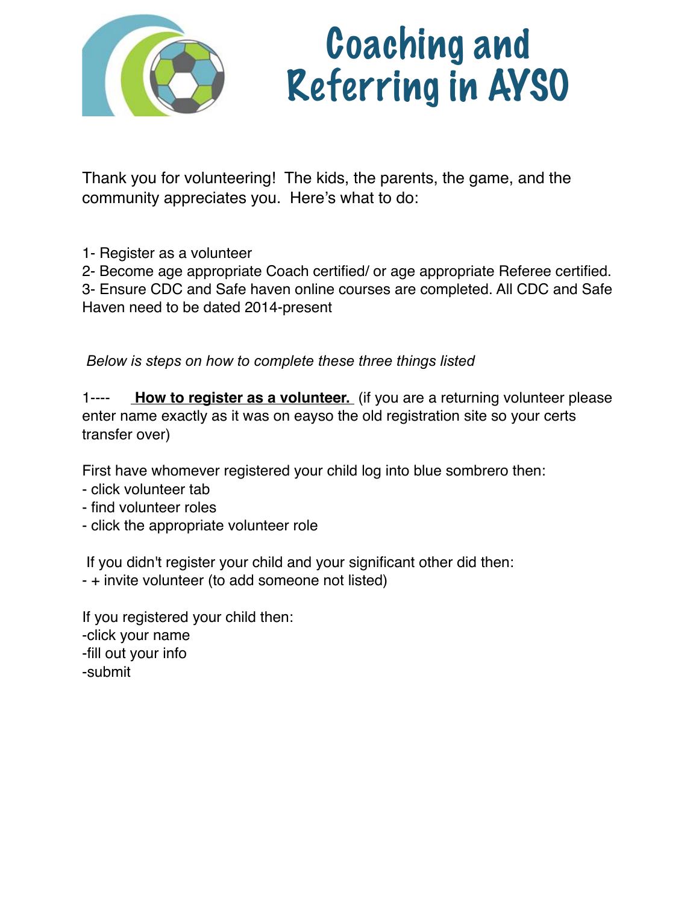# Coaching and Referring in AYSO

Thank you for volunteering! The kids, the parents, the game, and the community appreciates you. Here's what to do:

1- Register as a volunteer
2- Become age appropriate Coach certified/ or age appropriate Referee certified.
3- Ensure CDC and Safe haven online courses are completed. All CDC and Safe Haven need to be dated 2014-present

*Below is steps on how to complete these three things listed*

1---- **<u>How to register as a volunteer.</u>** (if you are a returning volunteer please enter name exactly as it was on eayso the old registration site so your certs transfer over)

First have whomever registered your child log into blue sombrero then:
- click volunteer tab
- find volunteer roles
- click the appropriate volunteer role

If you didn't register your child and your significant other did then:
- + invite volunteer (to add someone not listed)

If you registered your child then:
-click your name
-fill out your info
-submit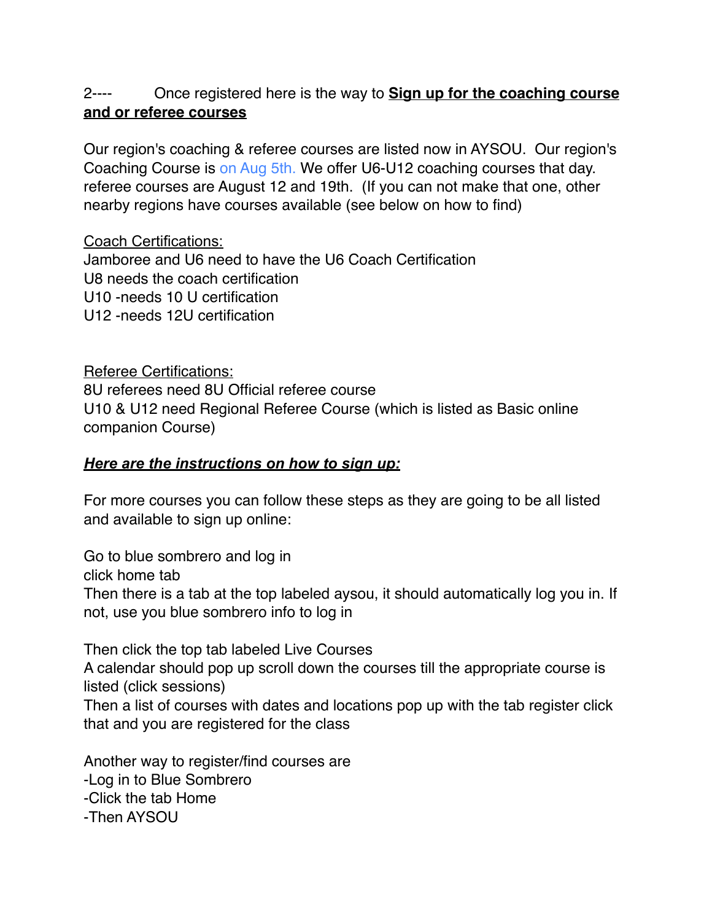2---- Once registered here is the way to **<u>Sign up for the coaching course and or referee courses</u>**

Our region's coaching & referee courses are listed now in AYSOU. Our region's Coaching Course is on Aug 5th. We offer U6-U12 coaching courses that day. referee courses are August 12 and 19th. (If you can not make that one, other nearby regions have courses available (see below on how to find)

<u>Coach Certifications:</u>
Jamboree and U6 need to have the U6 Coach Certification
U8 needs the coach certification
U10 -needs 10 U certification
U12 -needs 12U certification

<u>Referee Certifications:</u>
8U referees need 8U Official referee course
U10 & U12 need Regional Referee Course (which is listed as Basic online companion Course)

***<u>Here are the instructions on how to sign up:</u>***

For more courses you can follow these steps as they are going to be all listed and available to sign up online:

Go to blue sombrero and log in
click home tab
Then there is a tab at the top labeled aysou, it should automatically log you in. If not, use you blue sombrero info to log in

Then click the top tab labeled Live Courses
A calendar should pop up scroll down the courses till the appropriate course is listed (click sessions)
Then a list of courses with dates and locations pop up with the tab register click that and you are registered for the class

Another way to register/find courses are
-Log in to Blue Sombrero
-Click the tab Home
-Then AYSOU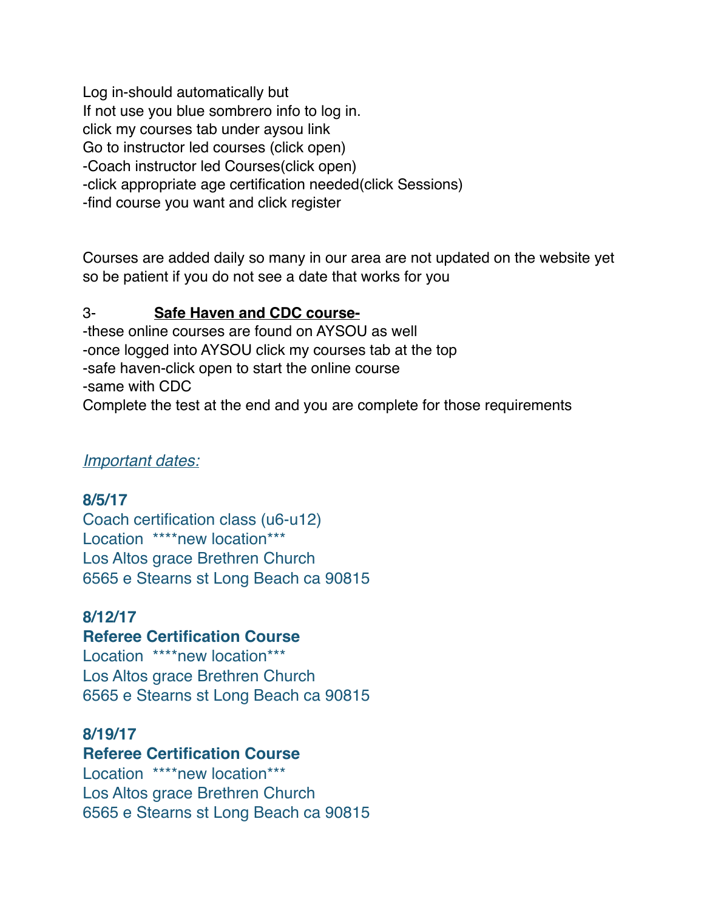Log in-should automatically but
If not use you blue sombrero info to log in.
click my courses tab under aysou link
Go to instructor led courses (click open)
-Coach instructor led Courses(click open)
-click appropriate age certification needed(click Sessions)
-find course you want and click register

Courses are added daily so many in our area are not updated on the website yet so be patient if you do not see a date that works for you

3- **<u>Safe Haven and CDC course-</u>**
-these online courses are found on AYSOU as well
-once logged into AYSOU click my courses tab at the top
-safe haven-click open to start the online course
-same with CDC
Complete the test at the end and you are complete for those requirements

*<u>Important dates:</u>*

**8/5/17**
Coach certification class (u6-u12)
Location ****new location***
Los Altos grace Brethren Church
6565 e Stearns st Long Beach ca 90815

**8/12/17**
**Referee Certification Course**
Location ****new location***
Los Altos grace Brethren Church
6565 e Stearns st Long Beach ca 90815

**8/19/17**
**Referee Certification Course**
Location ****new location***
Los Altos grace Brethren Church
6565 e Stearns st Long Beach ca 90815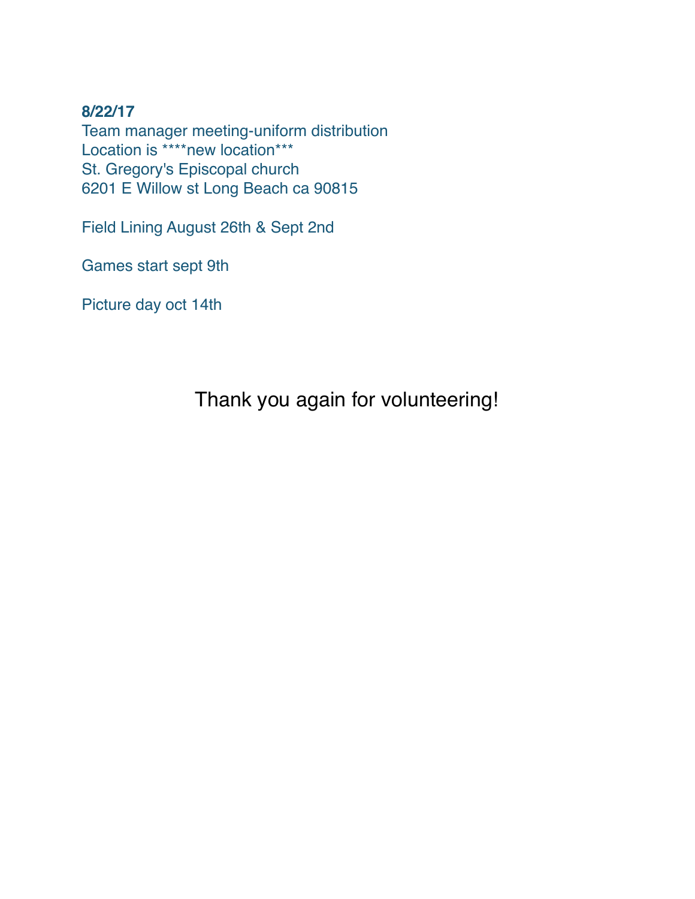**8/22/17**
Team manager meeting-uniform distribution
Location is ****new location***
St. Gregory's Episcopal church
6201 E Willow st Long Beach ca 90815

Field Lining August 26th & Sept 2nd

Games start sept 9th

Picture day oct 14th

Thank you again for volunteering!